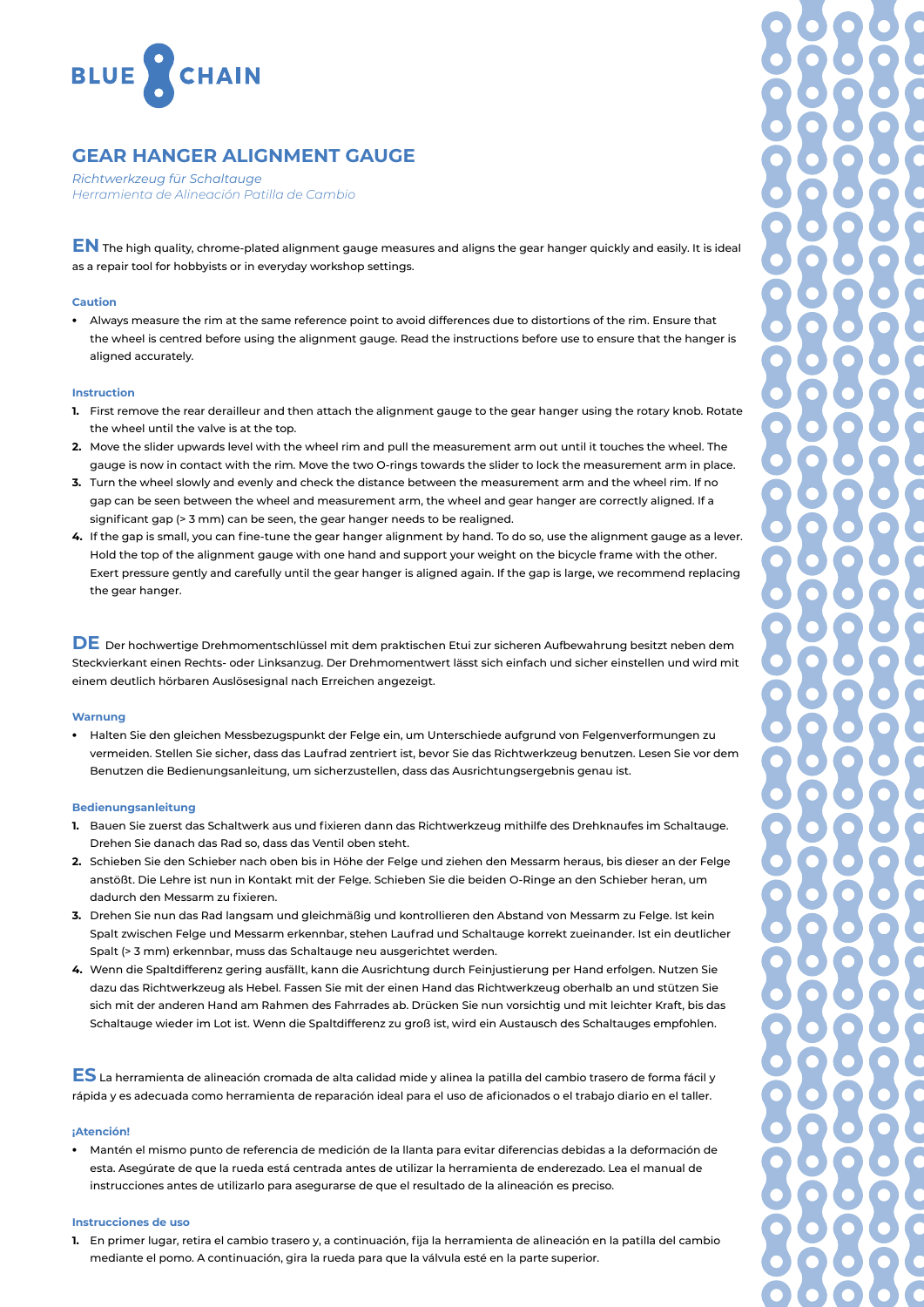# BLUE CHAIN

## GEAR HANGER ALIGNMENT GAUGE

*Richtwerkzeug für Schaltauge*
*Herramienta de Alineación Patilla de Cambio*

**EN** The high quality, chrome-plated alignment gauge measures and aligns the gear hanger quickly and easily. It is ideal as a repair tool for hobbyists or in everyday workshop settings.

### Caution

- Always measure the rim at the same reference point to avoid differences due to distortions of the rim. Ensure that the wheel is centred before using the alignment gauge. Read the instructions before use to ensure that the hanger is aligned accurately.

### Instruction

1. First remove the rear derailleur and then attach the alignment gauge to the gear hanger using the rotary knob. Rotate the wheel until the valve is at the top.
2. Move the slider upwards level with the wheel rim and pull the measurement arm out until it touches the wheel. The gauge is now in contact with the rim. Move the two O-rings towards the slider to lock the measurement arm in place.
3. Turn the wheel slowly and evenly and check the distance between the measurement arm and the wheel rim. If no gap can be seen between the wheel and measurement arm, the wheel and gear hanger are correctly aligned. If a significant gap (> 3 mm) can be seen, the gear hanger needs to be realigned.
4. If the gap is small, you can fine-tune the gear hanger alignment by hand. To do so, use the alignment gauge as a lever. Hold the top of the alignment gauge with one hand and support your weight on the bicycle frame with the other. Exert pressure gently and carefully until the gear hanger is aligned again. If the gap is large, we recommend replacing the gear hanger.

**DE** Der hochwertige Drehmomentschlüssel mit dem praktischen Etui zur sicheren Aufbewahrung besitzt neben dem Steckvierkant einen Rechts- oder Linksanzug. Der Drehmomentwert lässt sich einfach und sicher einstellen und wird mit einem deutlich hörbaren Auslösesignal nach Erreichen angezeigt.

### Warnung

- Halten Sie den gleichen Messbezugspunkt der Felge ein, um Unterschiede aufgrund von Felgenverformungen zu vermeiden. Stellen Sie sicher, dass das Laufrad zentriert ist, bevor Sie das Richtwerkzeug benutzen. Lesen Sie vor dem Benutzen die Bedienungsanleitung, um sicherzustellen, dass das Ausrichtungsergebnis genau ist.

### Bedienungsanleitung

1. Bauen Sie zuerst das Schaltwerk aus und fixieren dann das Richtwerkzeug mithilfe des Drehknaufes im Schaltauge. Drehen Sie danach das Rad so, dass das Ventil oben steht.
2. Schieben Sie den Schieber nach oben bis in Höhe der Felge und ziehen den Messarm heraus, bis dieser an der Felge anstößt. Die Lehre ist nun in Kontakt mit der Felge. Schieben Sie die beiden O-Ringe an den Schieber heran, um dadurch den Messarm zu fixieren.
3. Drehen Sie nun das Rad langsam und gleichmäßig und kontrollieren den Abstand von Messarm zu Felge. Ist kein Spalt zwischen Felge und Messarm erkennbar, stehen Laufrad und Schaltauge korrekt zueinander. Ist ein deutlicher Spalt (> 3 mm) erkennbar, muss das Schaltauge neu ausgerichtet werden.
4. Wenn die Spaltdifferenz gering ausfällt, kann die Ausrichtung durch Feinjustierung per Hand erfolgen. Nutzen Sie dazu das Richtwerkzeug als Hebel. Fassen Sie mit der einen Hand das Richtwerkzeug oberhalb an und stützen Sie sich mit der anderen Hand am Rahmen des Fahrrades ab. Drücken Sie nun vorsichtig und mit leichter Kraft, bis das Schaltauge wieder im Lot ist. Wenn die Spaltdifferenz zu groß ist, wird ein Austausch des Schaltauges empfohlen.

**ES** La herramienta de alineación cromada de alta calidad mide y alinea la patilla del cambio trasero de forma fácil y rápida y es adecuada como herramienta de reparación ideal para el uso de aficionados o el trabajo diario en el taller.

### ¡Atención!

- Mantén el mismo punto de referencia de medición de la llanta para evitar diferencias debidas a la deformación de esta. Asegúrate de que la rueda está centrada antes de utilizar la herramienta de enderezado. Lea el manual de instrucciones antes de utilizarlo para asegurarse de que el resultado de la alineación es preciso.

### Instrucciones de uso

1. En primer lugar, retira el cambio trasero y, a continuación, fija la herramienta de alineación en la patilla del cambio mediante el pomo. A continuación, gira la rueda para que la válvula esté en la parte superior.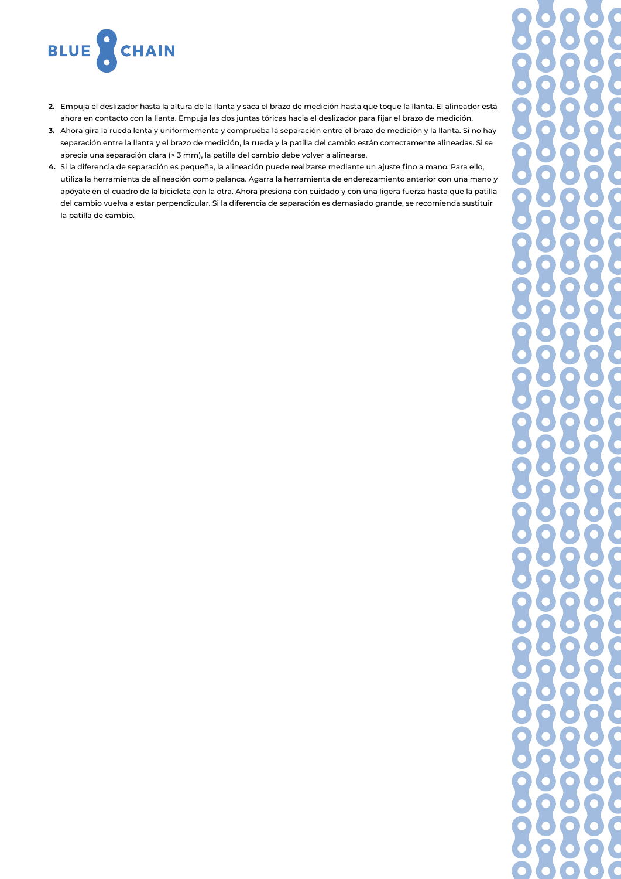2. Empuja el deslizador hasta la altura de la llanta y saca el brazo de medición hasta que toque la llanta. El alineador está ahora en contacto con la llanta. Empuja las dos juntas tóricas hacia el deslizador para fijar el brazo de medición.
3. Ahora gira la rueda lenta y uniformemente y comprueba la separación entre el brazo de medición y la llanta. Si no hay separación entre la llanta y el brazo de medición, la rueda y la patilla del cambio están correctamente alineadas. Si se aprecia una separación clara (> 3 mm), la patilla del cambio debe volver a alinearse.
4. Si la diferencia de separación es pequeña, la alineación puede realizarse mediante un ajuste fino a mano. Para ello, utiliza la herramienta de alineación como palanca. Agarra la herramienta de enderezamiento anterior con una mano y apóyate en el cuadro de la bicicleta con la otra. Ahora presiona con cuidado y con una ligera fuerza hasta que la patilla del cambio vuelva a estar perpendicular. Si la diferencia de separación es demasiado grande, se recomienda sustituir la patilla de cambio.